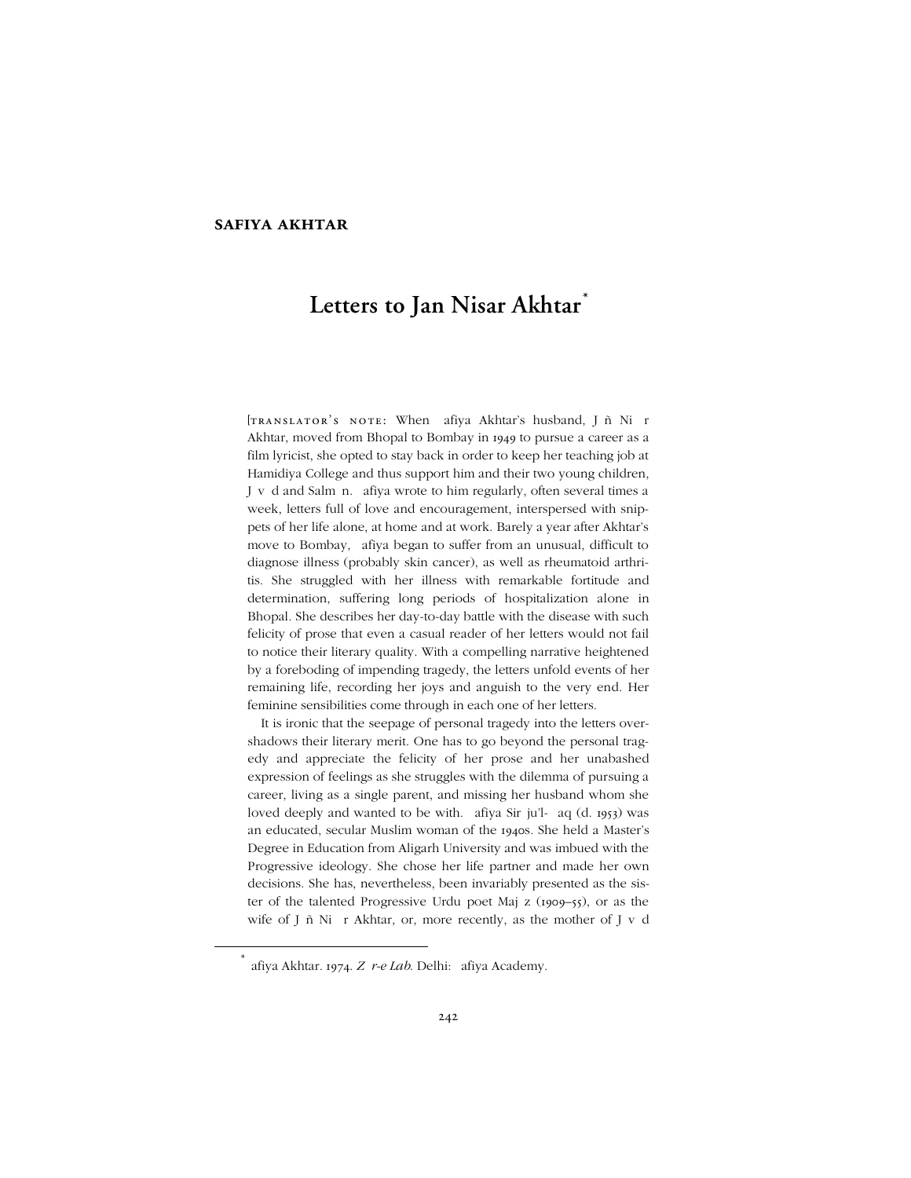**SAFIYA AKHTAR**

# Letters to Jan Nisar Akhtar*

[TRANSLATOR'S NOTE: When afiya Akhtar's husband, J ñ Ni r Akhtar, moved from Bhopal to Bombay in 1949 to pursue a career as a film lyricist, she opted to stay back in order to keep her teaching job at Hamidiya College and thus support him and their two young children, J v d and Salm n. afiya wrote to him regularly, often several times a week, letters full of love and encouragement, interspersed with snippets of her life alone, at home and at work. Barely a year after Akhtar's move to Bombay, afiya began to suffer from an unusual, difficult to diagnose illness (probably skin cancer), as well as rheumatoid arthritis. She struggled with her illness with remarkable fortitude and determination, suffering long periods of hospitalization alone in Bhopal. She describes her day-to-day battle with the disease with such felicity of prose that even a casual reader of her letters would not fail to notice their literary quality. With a compelling narrative heightened by a foreboding of impending tragedy, the letters unfold events of her remaining life, recording her joys and anguish to the very end. Her feminine sensibilities come through in each one of her letters.

It is ironic that the seepage of personal tragedy into the letters overshadows their literary merit. One has to go beyond the personal tragedy and appreciate the felicity of her prose and her unabashed expression of feelings as she struggles with the dilemma of pursuing a career, living as a single parent, and missing her husband whom she loved deeply and wanted to be with. afiya Sir ju'l- aq (d. 1953) was an educated, secular Muslim woman of the 1940s. She held a Master's Degree in Education from Aligarh University and was imbued with the Progressive ideology. She chose her life partner and made her own decisions. She has, nevertheless, been invariably presented as the sister of the talented Progressive Urdu poet Maj z (1909–55), or as the wife of J ñ Ni r Akhtar, or, more recently, as the mother of J v d

---

* afiya Akhtar. 1974. *Z r-e Lab*. Delhi: afiya Academy.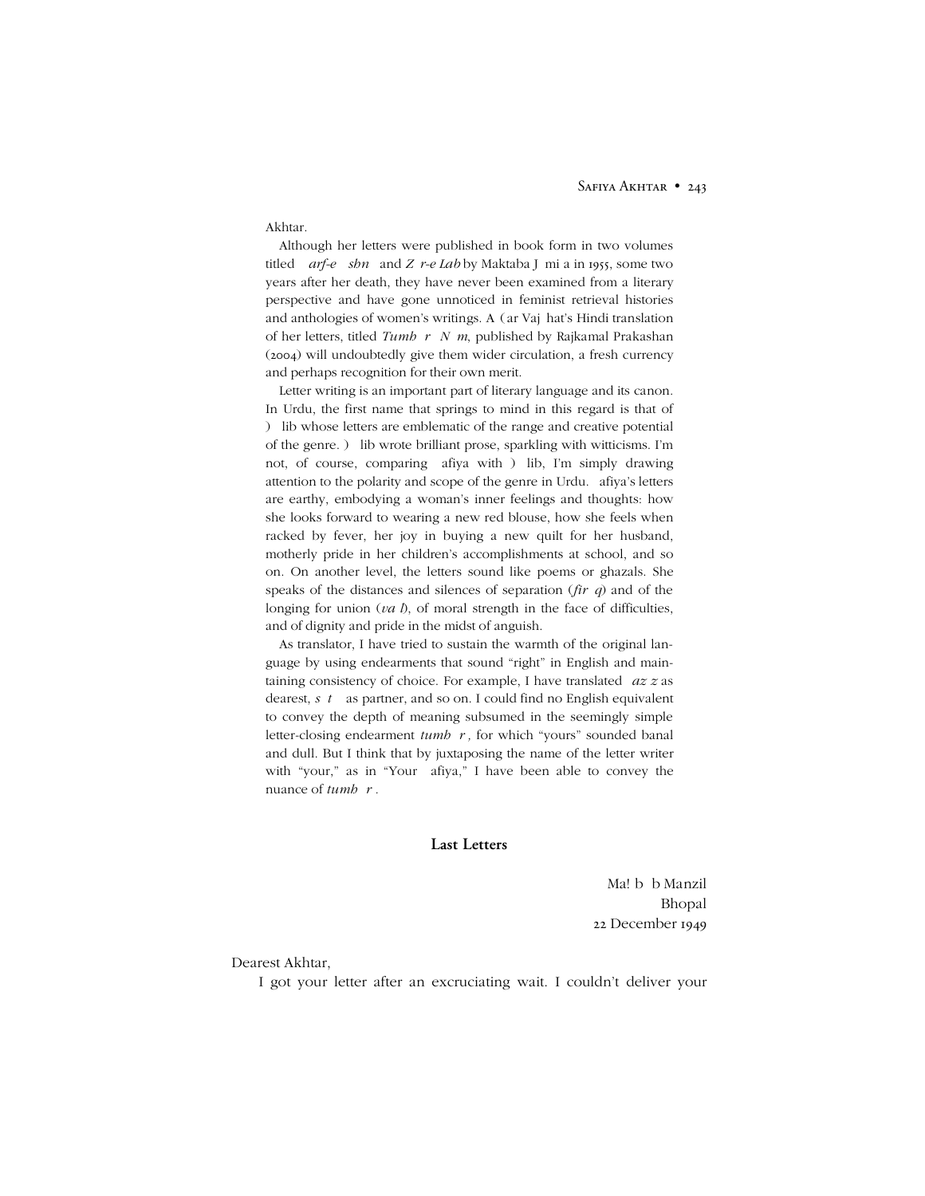Akhtar.

Although her letters were published in book form in two volumes titled *arf-e shn* and *Z r-e Lab* by Maktaba J mi a in 1955, some two years after her death, they have never been examined from a literary perspective and have gone unnoticed in feminist retrieval histories and anthologies of women's writings. A (ar Vaj hat's Hindi translation of her letters, titled *Tumh r N m*, published by Rajkamal Prakashan (2004) will undoubtedly give them wider circulation, a fresh currency and perhaps recognition for their own merit.

Letter writing is an important part of literary language and its canon. In Urdu, the first name that springs to mind in this regard is that of ) lib whose letters are emblematic of the range and creative potential of the genre. ) lib wrote brilliant prose, sparkling with witticisms. I'm not, of course, comparing afiya with ) lib, I'm simply drawing attention to the polarity and scope of the genre in Urdu. afiya's letters are earthy, embodying a woman's inner feelings and thoughts: how she looks forward to wearing a new red blouse, how she feels when racked by fever, her joy in buying a new quilt for her husband, motherly pride in her children's accomplishments at school, and so on. On another level, the letters sound like poems or ghazals. She speaks of the distances and silences of separation (*fir q*) and of the longing for union (*va l*), of moral strength in the face of difficulties, and of dignity and pride in the midst of anguish.

As translator, I have tried to sustain the warmth of the original language by using endearments that sound "right" in English and maintaining consistency of choice. For example, I have translated *az z* as dearest, *s t* as partner, and so on. I could find no English equivalent to convey the depth of meaning subsumed in the seemingly simple letter-closing endearment *tumh r ,* for which "yours" sounded banal and dull. But I think that by juxtaposing the name of the letter writer with "your," as in "Your afiya," I have been able to convey the nuance of *tumh r* .

## Last Letters

Ma! b b Manzil
Bhopal
22 December 1949

Dearest Akhtar,

I got your letter after an excruciating wait. I couldn't deliver your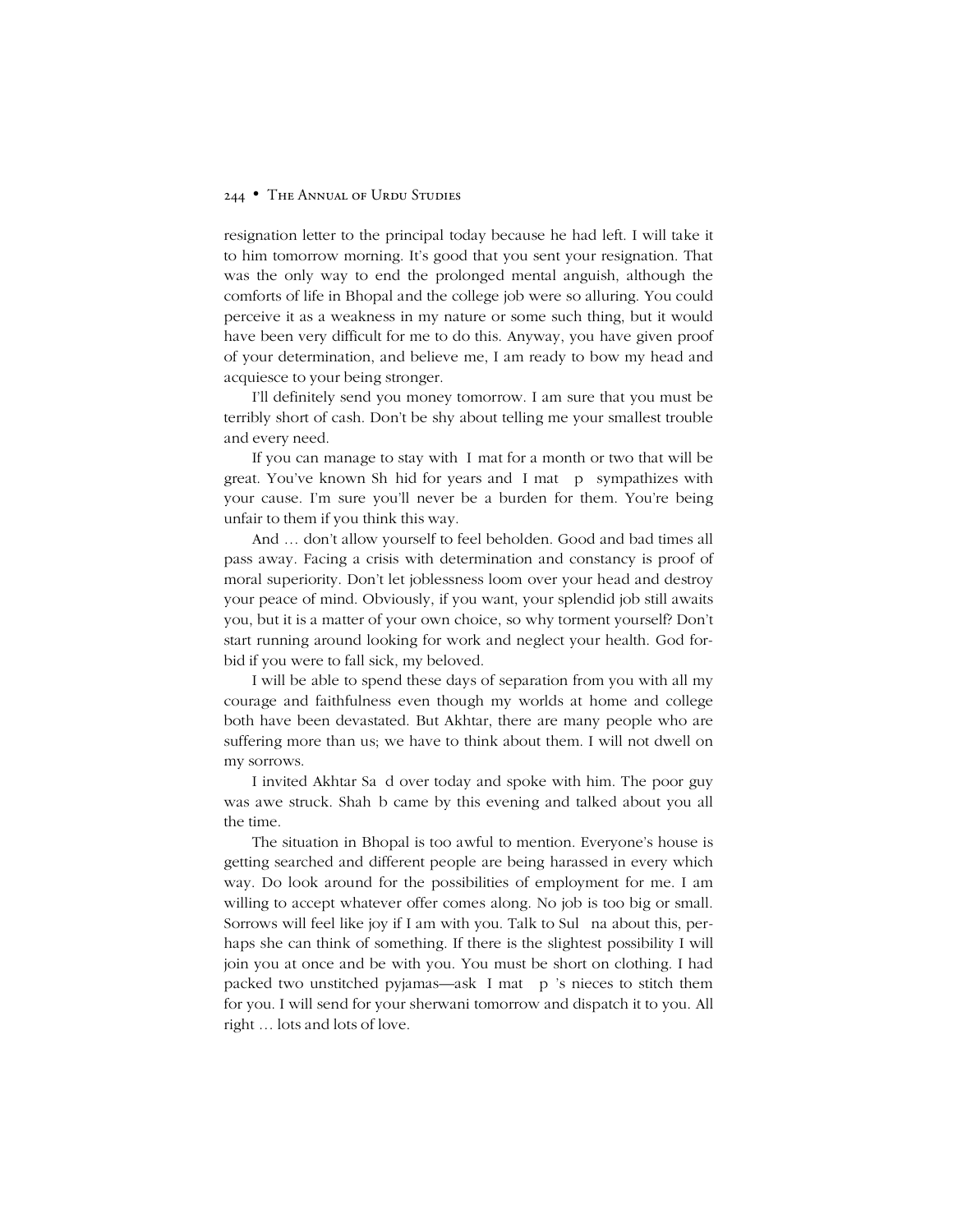resignation letter to the principal today because he had left. I will take it to him tomorrow morning. It's good that you sent your resignation. That was the only way to end the prolonged mental anguish, although the comforts of life in Bhopal and the college job were so alluring. You could perceive it as a weakness in my nature or some such thing, but it would have been very difficult for me to do this. Anyway, you have given proof of your determination, and believe me, I am ready to bow my head and acquiesce to your being stronger.

I'll definitely send you money tomorrow. I am sure that you must be terribly short of cash. Don't be shy about telling me your smallest trouble and every need.

If you can manage to stay with I mat for a month or two that will be great. You've known Sh hid for years and I mat p sympathizes with your cause. I'm sure you'll never be a burden for them. You're being unfair to them if you think this way.

And … don't allow yourself to feel beholden. Good and bad times all pass away. Facing a crisis with determination and constancy is proof of moral superiority. Don't let joblessness loom over your head and destroy your peace of mind. Obviously, if you want, your splendid job still awaits you, but it is a matter of your own choice, so why torment yourself? Don't start running around looking for work and neglect your health. God forbid if you were to fall sick, my beloved.

I will be able to spend these days of separation from you with all my courage and faithfulness even though my worlds at home and college both have been devastated. But Akhtar, there are many people who are suffering more than us; we have to think about them. I will not dwell on my sorrows.

I invited Akhtar Sa d over today and spoke with him. The poor guy was awe struck. Shah b came by this evening and talked about you all the time.

The situation in Bhopal is too awful to mention. Everyone's house is getting searched and different people are being harassed in every which way. Do look around for the possibilities of employment for me. I am willing to accept whatever offer comes along. No job is too big or small. Sorrows will feel like joy if I am with you. Talk to Sul na about this, perhaps she can think of something. If there is the slightest possibility I will join you at once and be with you. You must be short on clothing. I had packed two unstitched pyjamas—ask I mat p 's nieces to stitch them for you. I will send for your sherwani tomorrow and dispatch it to you. All right … lots and lots of love.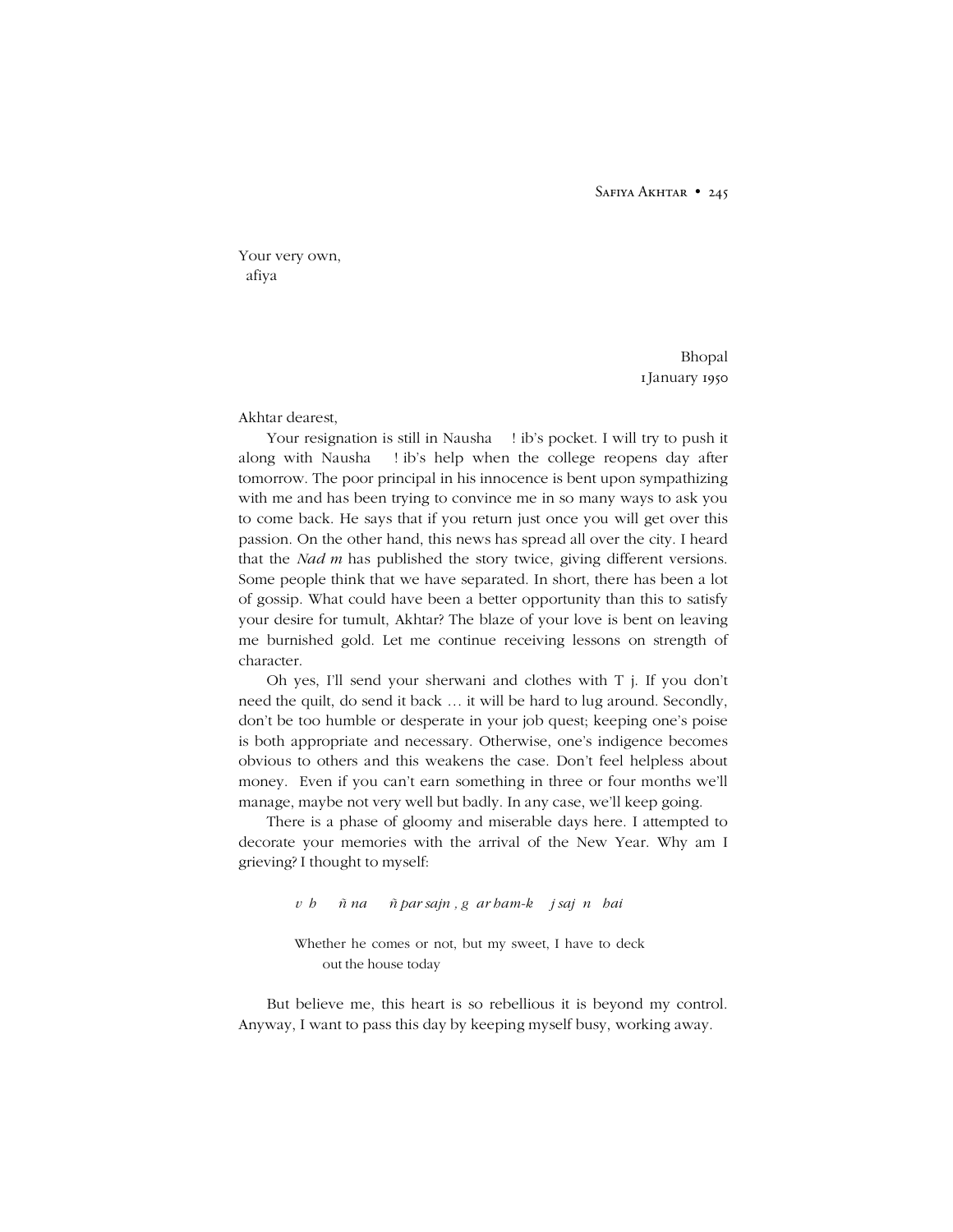Your very own,
afiya

Bhopal
1 January 1950

Akhtar dearest,

Your resignation is still in Nausha ! ib's pocket. I will try to push it along with Nausha ! ib's help when the college reopens day after tomorrow. The poor principal in his innocence is bent upon sympathizing with me and has been trying to convince me in so many ways to ask you to come back. He says that if you return just once you will get over this passion. On the other hand, this news has spread all over the city. I heard that the *Nad m* has published the story twice, giving different versions. Some people think that we have separated. In short, there has been a lot of gossip. What could have been a better opportunity than this to satisfy your desire for tumult, Akhtar? The blaze of your love is bent on leaving me burnished gold. Let me continue receiving lessons on strength of character.

Oh yes, I'll send your sherwani and clothes with T j. If you don't need the quilt, do send it back … it will be hard to lug around. Secondly, don't be too humble or desperate in your job quest; keeping one's poise is both appropriate and necessary. Otherwise, one's indigence becomes obvious to others and this weakens the case. Don't feel helpless about money. Even if you can't earn something in three or four months we'll manage, maybe not very well but badly. In any case, we'll keep going.

There is a phase of gloomy and miserable days here. I attempted to decorate your memories with the arrival of the New Year. Why am I grieving? I thought to myself:

> *v h ñ na ñ par sajn , g ar ham-k j saj n hai*
>
> Whether he comes or not, but my sweet, I have to deck out the house today

But believe me, this heart is so rebellious it is beyond my control. Anyway, I want to pass this day by keeping myself busy, working away.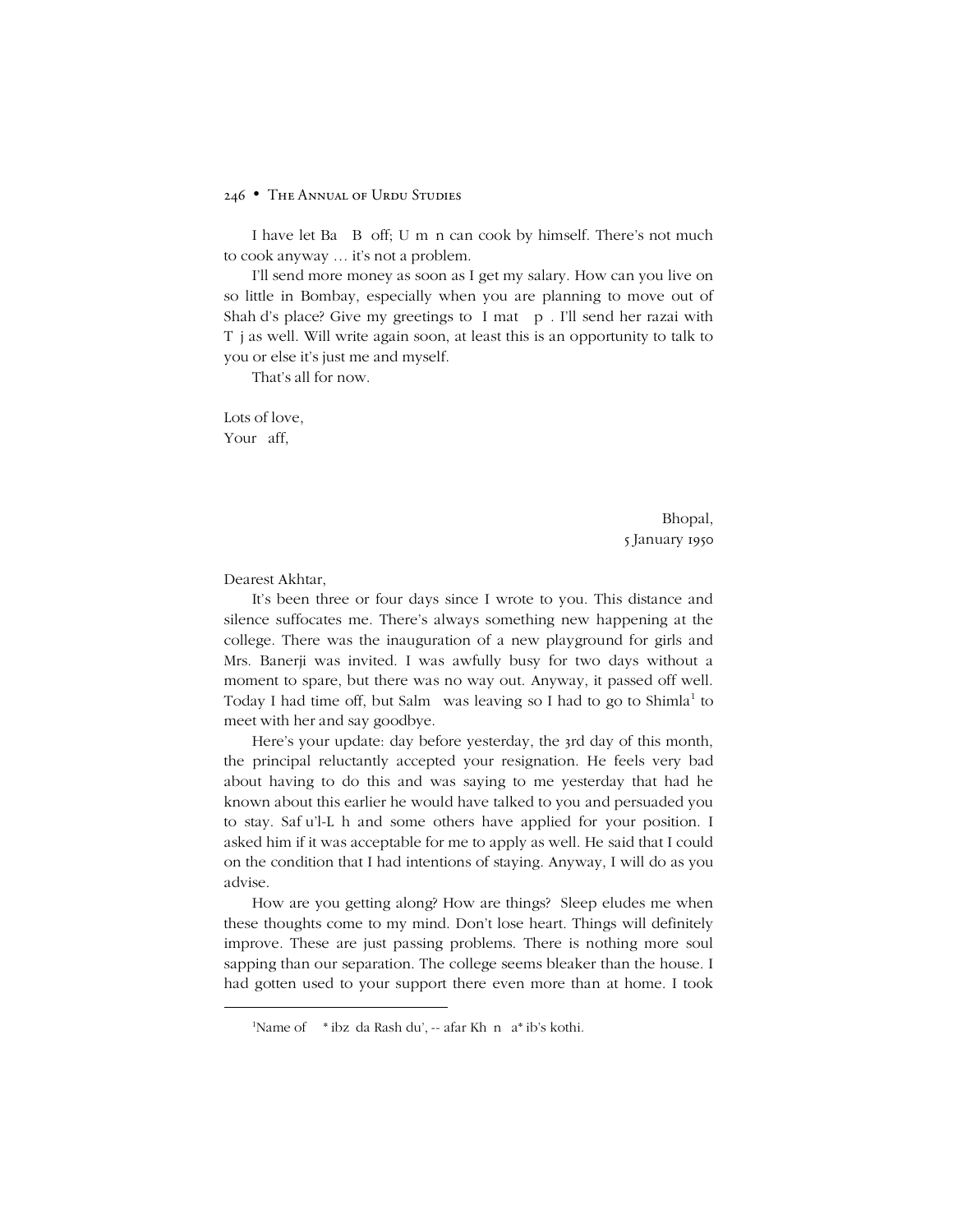I have let Ba   B  off; U  m  n can cook by himself. There's not much to cook anyway … it's not a problem.

I'll send more money as soon as I get my salary. How can you live on so little in Bombay, especially when you are planning to move out of Shah d's place? Give my greetings to  I mat   p . I'll send her razai with T  j as well. Will write again soon, at least this is an opportunity to talk to you or else it's just me and myself.

That's all for now.

Lots of love,
Your   aff,

Bhopal,
5 January 1950

Dearest Akhtar,

It's been three or four days since I wrote to you. This distance and silence suffocates me. There's always something new happening at the college. There was the inauguration of a new playground for girls and Mrs. Banerji was invited. I was awfully busy for two days without a moment to spare, but there was no way out. Anyway, it passed off well. Today I had time off, but Salm   was leaving so I had to go to Shimla[1] to meet with her and say goodbye.

Here's your update: day before yesterday, the 3rd day of this month, the principal reluctantly accepted your resignation. He feels very bad about having to do this and was saying to me yesterday that had he known about this earlier he would have talked to you and persuaded you to stay. Saf u'l-L  h and some others have applied for your position. I asked him if it was acceptable for me to apply as well. He said that I could on the condition that I had intentions of staying. Anyway, I will do as you advise.

How are you getting along? How are things?  Sleep eludes me when these thoughts come to my mind. Don't lose heart. Things will definitely improve. These are just passing problems. There is nothing more soul sapping than our separation. The college seems bleaker than the house. I had gotten used to your support there even more than at home. I took

[1]Name of    * ibz  da Rash du', -- afar Kh  n   a* ib's kothi.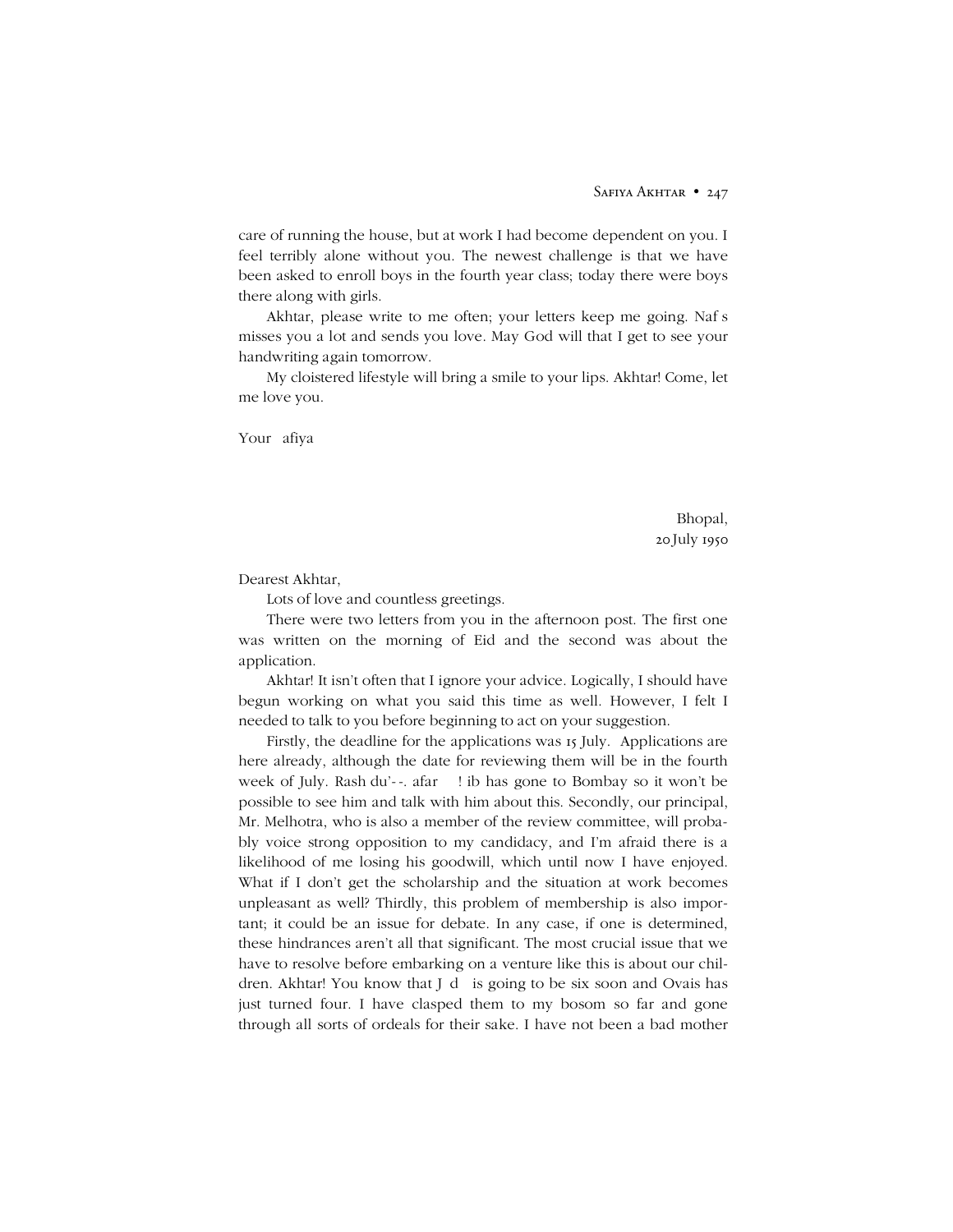care of running the house, but at work I had become dependent on you. I feel terribly alone without you. The newest challenge is that we have been asked to enroll boys in the fourth year class; today there were boys there along with girls.

Akhtar, please write to me often; your letters keep me going. Naf s misses you a lot and sends you love. May God will that I get to see your handwriting again tomorrow.

My cloistered lifestyle will bring a smile to your lips. Akhtar! Come, let me love you.

Your afiya

Bhopal,
20 July 1950

Dearest Akhtar,

Lots of love and countless greetings.

There were two letters from you in the afternoon post. The first one was written on the morning of Eid and the second was about the application.

Akhtar! It isn't often that I ignore your advice. Logically, I should have begun working on what you said this time as well. However, I felt I needed to talk to you before beginning to act on your suggestion.

Firstly, the deadline for the applications was 15 July. Applications are here already, although the date for reviewing them will be in the fourth week of July. Rash du'--. afar ! ib has gone to Bombay so it won't be possible to see him and talk with him about this. Secondly, our principal, Mr. Melhotra, who is also a member of the review committee, will probably voice strong opposition to my candidacy, and I'm afraid there is a likelihood of me losing his goodwill, which until now I have enjoyed. What if I don't get the scholarship and the situation at work becomes unpleasant as well? Thirdly, this problem of membership is also important; it could be an issue for debate. In any case, if one is determined, these hindrances aren't all that significant. The most crucial issue that we have to resolve before embarking on a venture like this is about our children. Akhtar! You know that J d is going to be six soon and Ovais has just turned four. I have clasped them to my bosom so far and gone through all sorts of ordeals for their sake. I have not been a bad mother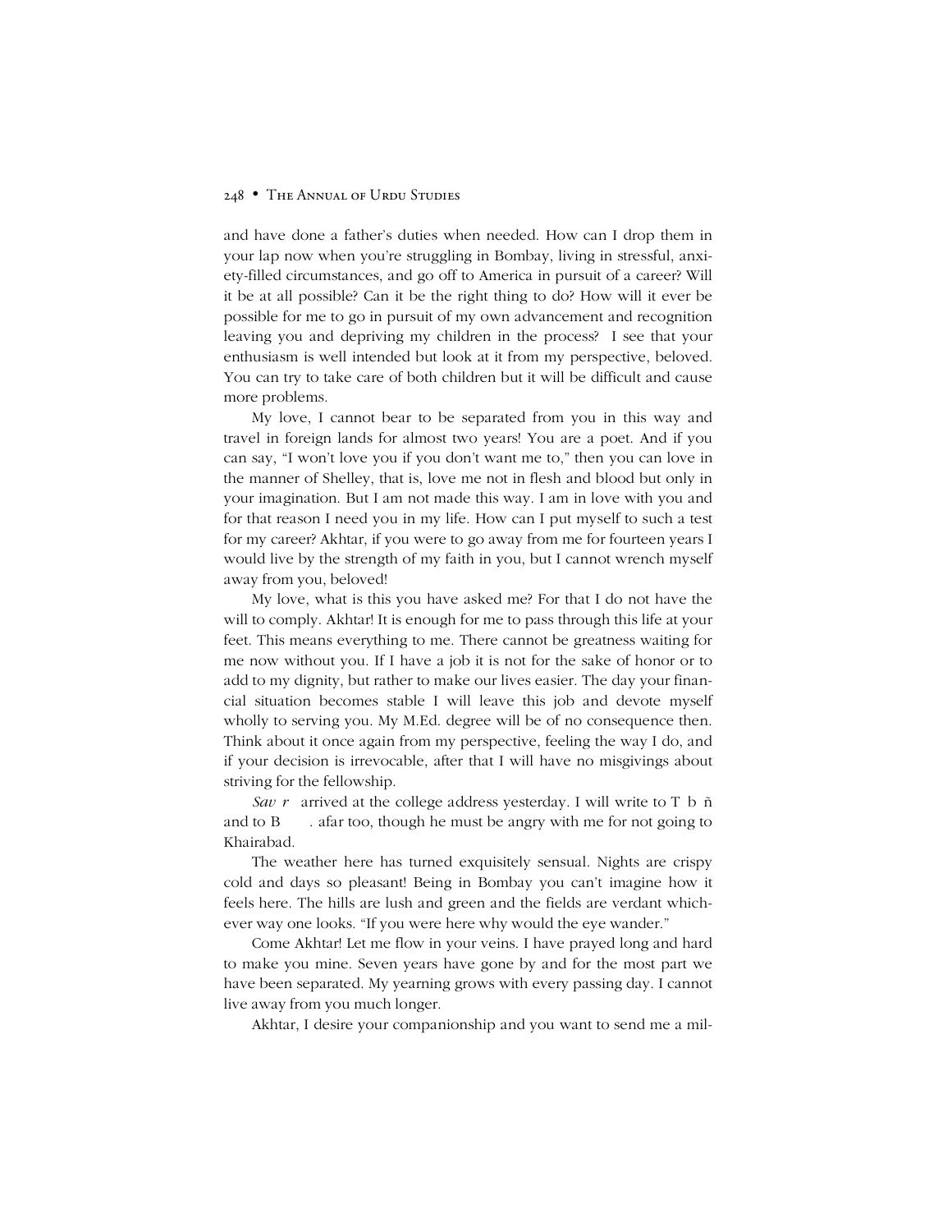and have done a father's duties when needed. How can I drop them in your lap now when you're struggling in Bombay, living in stressful, anxiety-filled circumstances, and go off to America in pursuit of a career? Will it be at all possible? Can it be the right thing to do? How will it ever be possible for me to go in pursuit of my own advancement and recognition leaving you and depriving my children in the process? I see that your enthusiasm is well intended but look at it from my perspective, beloved. You can try to take care of both children but it will be difficult and cause more problems.

My love, I cannot bear to be separated from you in this way and travel in foreign lands for almost two years! You are a poet. And if you can say, "I won't love you if you don't want me to," then you can love in the manner of Shelley, that is, love me not in flesh and blood but only in your imagination. But I am not made this way. I am in love with you and for that reason I need you in my life. How can I put myself to such a test for my career? Akhtar, if you were to go away from me for fourteen years I would live by the strength of my faith in you, but I cannot wrench myself away from you, beloved!

My love, what is this you have asked me? For that I do not have the will to comply. Akhtar! It is enough for me to pass through this life at your feet. This means everything to me. There cannot be greatness waiting for me now without you. If I have a job it is not for the sake of honor or to add to my dignity, but rather to make our lives easier. The day your financial situation becomes stable I will leave this job and devote myself wholly to serving you. My M.Ed. degree will be of no consequence then. Think about it once again from my perspective, feeling the way I do, and if your decision is irrevocable, after that I will have no misgivings about striving for the fellowship.

*Sav r* arrived at the college address yesterday. I will write to T b ñ and to B . afar too, though he must be angry with me for not going to Khairabad.

The weather here has turned exquisitely sensual. Nights are crispy cold and days so pleasant! Being in Bombay you can't imagine how it feels here. The hills are lush and green and the fields are verdant whichever way one looks. "If you were here why would the eye wander."

Come Akhtar! Let me flow in your veins. I have prayed long and hard to make you mine. Seven years have gone by and for the most part we have been separated. My yearning grows with every passing day. I cannot live away from you much longer.

Akhtar, I desire your companionship and you want to send me a mil-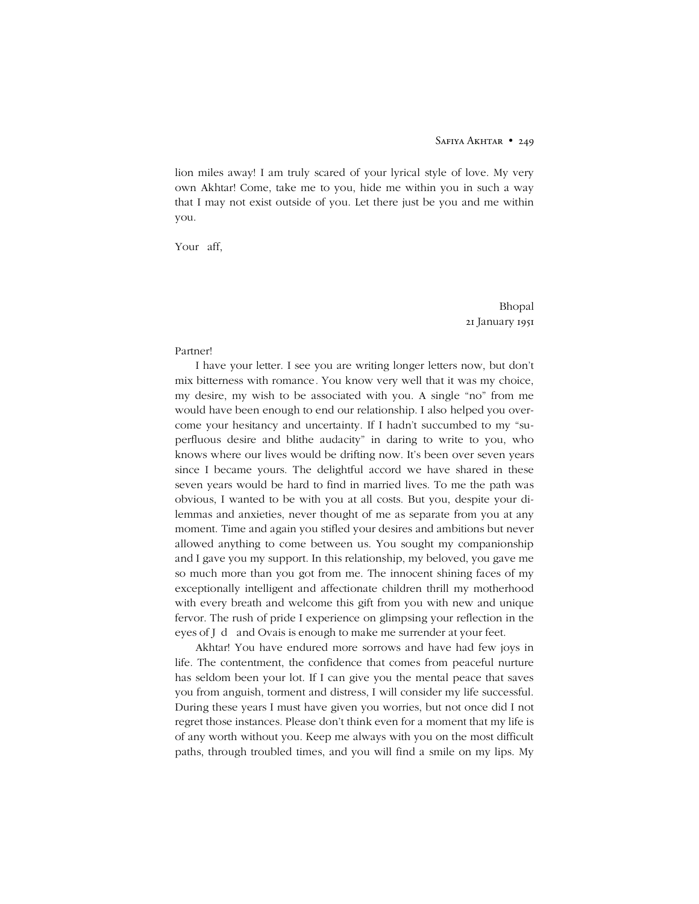lion miles away! I am truly scared of your lyrical style of love. My very own Akhtar! Come, take me to you, hide me within you in such a way that I may not exist outside of you. Let there just be you and me within you.

Your aff,

Bhopal  
21 January 1951

Partner!

I have your letter. I see you are writing longer letters now, but don't mix bitterness with romance. You know very well that it was my choice, my desire, my wish to be associated with you. A single "no" from me would have been enough to end our relationship. I also helped you overcome your hesitancy and uncertainty. If I hadn't succumbed to my "superfluous desire and blithe audacity" in daring to write to you, who knows where our lives would be drifting now. It's been over seven years since I became yours. The delightful accord we have shared in these seven years would be hard to find in married lives. To me the path was obvious, I wanted to be with you at all costs. But you, despite your dilemmas and anxieties, never thought of me as separate from you at any moment. Time and again you stifled your desires and ambitions but never allowed anything to come between us. You sought my companionship and I gave you my support. In this relationship, my beloved, you gave me so much more than you got from me. The innocent shining faces of my exceptionally intelligent and affectionate children thrill my motherhood with every breath and welcome this gift from you with new and unique fervor. The rush of pride I experience on glimpsing your reflection in the eyes of J d and Ovais is enough to make me surrender at your feet.

Akhtar! You have endured more sorrows and have had few joys in life. The contentment, the confidence that comes from peaceful nurture has seldom been your lot. If I can give you the mental peace that saves you from anguish, torment and distress, I will consider my life successful. During these years I must have given you worries, but not once did I not regret those instances. Please don't think even for a moment that my life is of any worth without you. Keep me always with you on the most difficult paths, through troubled times, and you will find a smile on my lips. My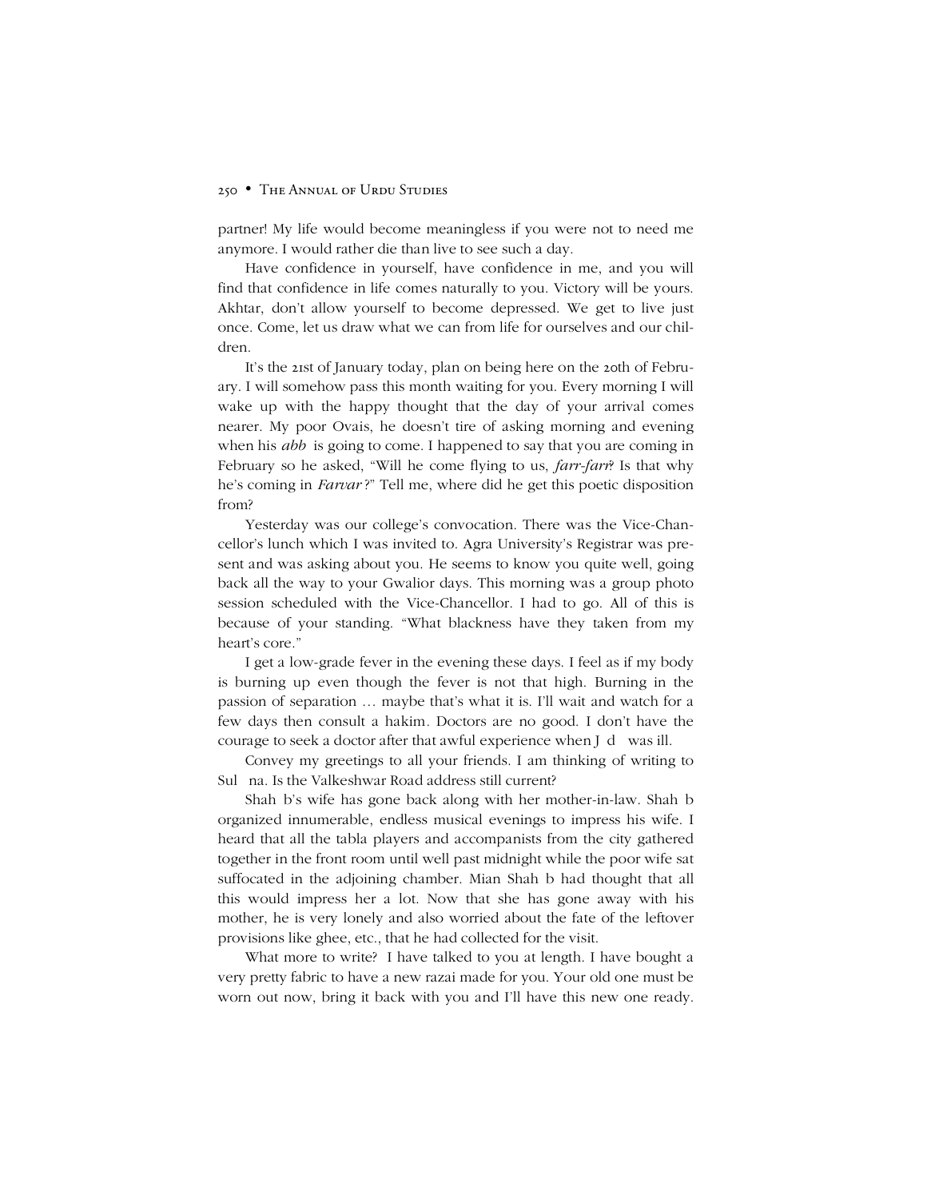partner! My life would become meaningless if you were not to need me anymore. I would rather die than live to see such a day.

Have confidence in yourself, have confidence in me, and you will find that confidence in life comes naturally to you. Victory will be yours. Akhtar, don't allow yourself to become depressed. We get to live just once. Come, let us draw what we can from life for ourselves and our children.

It's the 21st of January today, plan on being here on the 20th of February. I will somehow pass this month waiting for you. Every morning I will wake up with the happy thought that the day of your arrival comes nearer. My poor Ovais, he doesn't tire of asking morning and evening when his *abb* is going to come. I happened to say that you are coming in February so he asked, "Will he come flying to us, *farr-farr*? Is that why he's coming in *Farvar*?" Tell me, where did he get this poetic disposition from?

Yesterday was our college's convocation. There was the Vice-Chancellor's lunch which I was invited to. Agra University's Registrar was present and was asking about you. He seems to know you quite well, going back all the way to your Gwalior days. This morning was a group photo session scheduled with the Vice-Chancellor. I had to go. All of this is because of your standing. "What blackness have they taken from my heart's core."

I get a low-grade fever in the evening these days. I feel as if my body is burning up even though the fever is not that high. Burning in the passion of separation … maybe that's what it is. I'll wait and watch for a few days then consult a hakim. Doctors are no good. I don't have the courage to seek a doctor after that awful experience when J d was ill.

Convey my greetings to all your friends. I am thinking of writing to Sul na. Is the Valkeshwar Road address still current?

Shah b's wife has gone back along with her mother-in-law. Shah b organized innumerable, endless musical evenings to impress his wife. I heard that all the tabla players and accompanists from the city gathered together in the front room until well past midnight while the poor wife sat suffocated in the adjoining chamber. Mian Shah b had thought that all this would impress her a lot. Now that she has gone away with his mother, he is very lonely and also worried about the fate of the leftover provisions like ghee, etc., that he had collected for the visit.

What more to write? I have talked to you at length. I have bought a very pretty fabric to have a new razai made for you. Your old one must be worn out now, bring it back with you and I'll have this new one ready.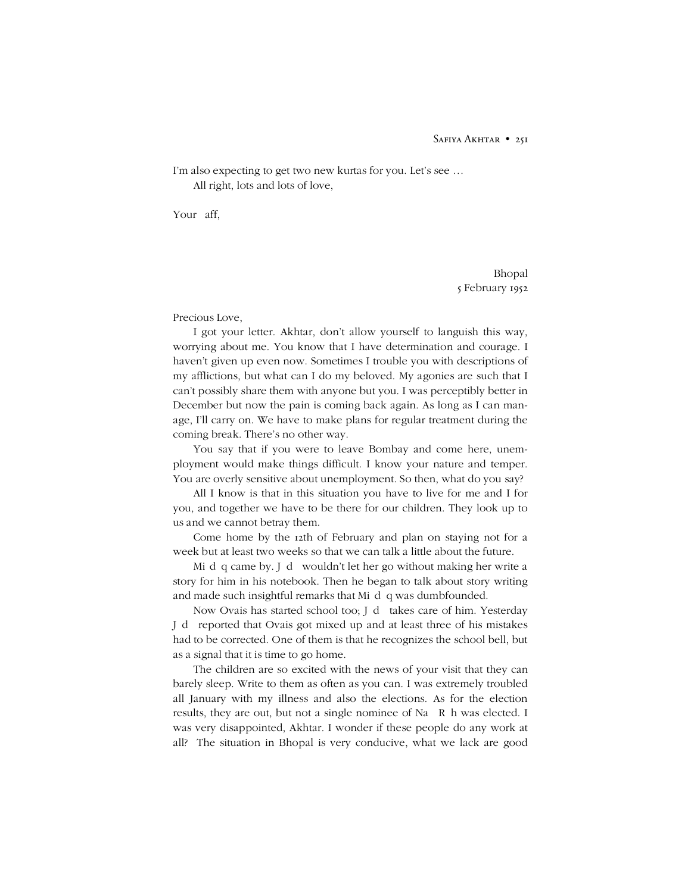I'm also expecting to get two new kurtas for you. Let's see …

All right, lots and lots of love,

Your aff,

Bhopal
5 February 1952

Precious Love,

I got your letter. Akhtar, don't allow yourself to languish this way, worrying about me. You know that I have determination and courage. I haven't given up even now. Sometimes I trouble you with descriptions of my afflictions, but what can I do my beloved. My agonies are such that I can't possibly share them with anyone but you. I was perceptibly better in December but now the pain is coming back again. As long as I can manage, I'll carry on. We have to make plans for regular treatment during the coming break. There's no other way.

You say that if you were to leave Bombay and come here, unemployment would make things difficult. I know your nature and temper. You are overly sensitive about unemployment. So then, what do you say?

All I know is that in this situation you have to live for me and I for you, and together we have to be there for our children. They look up to us and we cannot betray them.

Come home by the 12th of February and plan on staying not for a week but at least two weeks so that we can talk a little about the future.

Mi d q came by. J d wouldn't let her go without making her write a story for him in his notebook. Then he began to talk about story writing and made such insightful remarks that Mi d q was dumbfounded.

Now Ovais has started school too; J d takes care of him. Yesterday J d reported that Ovais got mixed up and at least three of his mistakes had to be corrected. One of them is that he recognizes the school bell, but as a signal that it is time to go home.

The children are so excited with the news of your visit that they can barely sleep. Write to them as often as you can. I was extremely troubled all January with my illness and also the elections. As for the election results, they are out, but not a single nominee of Na R h was elected. I was very disappointed, Akhtar. I wonder if these people do any work at all? The situation in Bhopal is very conducive, what we lack are good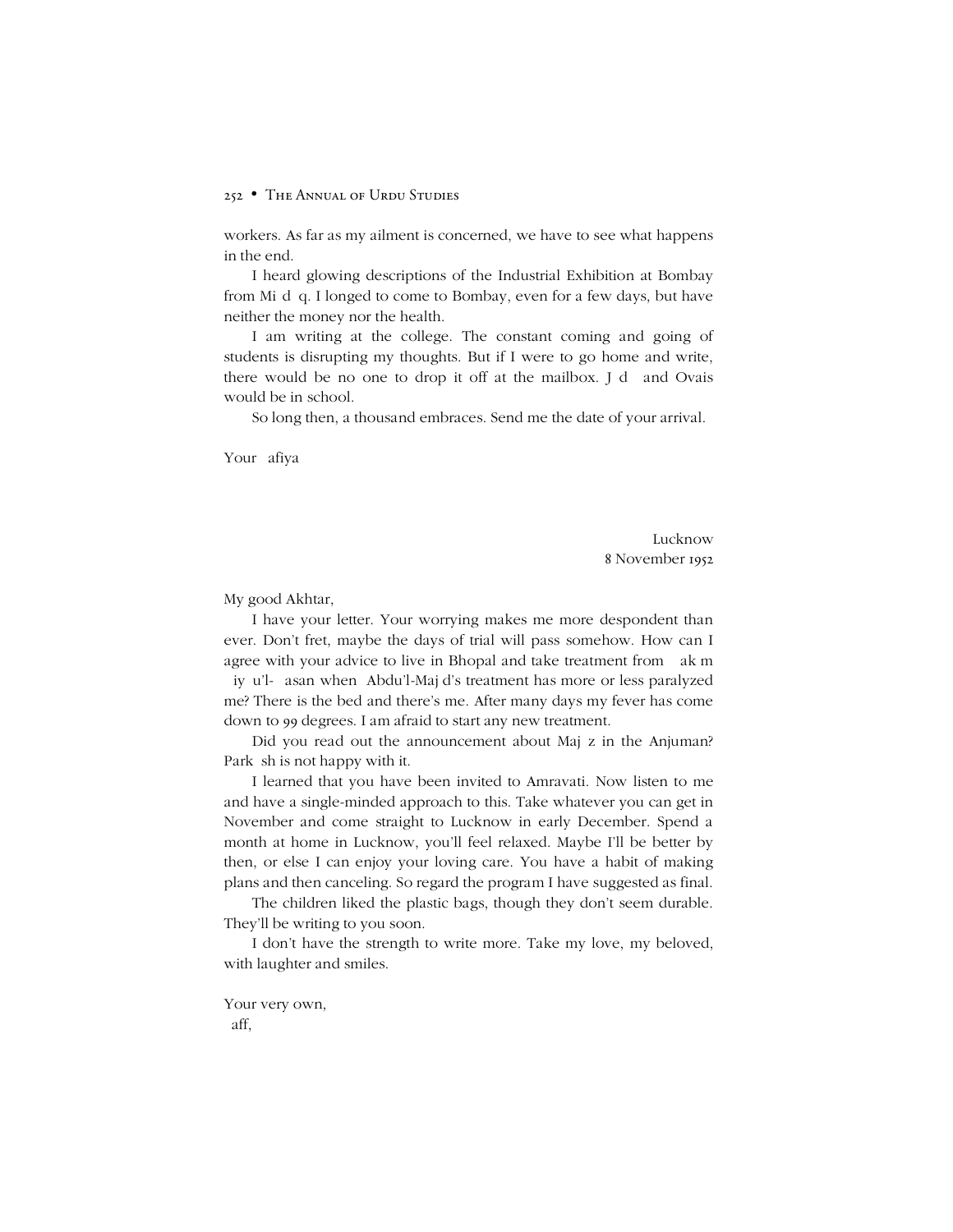workers. As far as my ailment is concerned, we have to see what happens in the end.

I heard glowing descriptions of the Industrial Exhibition at Bombay from Mi d q. I longed to come to Bombay, even for a few days, but have neither the money nor the health.

I am writing at the college. The constant coming and going of students is disrupting my thoughts. But if I were to go home and write, there would be no one to drop it off at the mailbox. J d  and Ovais would be in school.

So long then, a thousand embraces. Send me the date of your arrival.

Your  afiya

Lucknow
8 November 1952

My good Akhtar,

I have your letter. Your worrying makes me more despondent than ever. Don't fret, maybe the days of trial will pass somehow. How can I agree with your advice to live in Bhopal and take treatment from  ak m  iy u'l-  asan when  Abdu'l-Maj d's treatment has more or less paralyzed me? There is the bed and there's me. After many days my fever has come down to 99 degrees. I am afraid to start any new treatment.

Did you read out the announcement about Maj z in the Anjuman? Park sh is not happy with it.

I learned that you have been invited to Amravati. Now listen to me and have a single-minded approach to this. Take whatever you can get in November and come straight to Lucknow in early December. Spend a month at home in Lucknow, you'll feel relaxed. Maybe I'll be better by then, or else I can enjoy your loving care. You have a habit of making plans and then canceling. So regard the program I have suggested as final.

The children liked the plastic bags, though they don't seem durable. They'll be writing to you soon.

I don't have the strength to write more. Take my love, my beloved, with laughter and smiles.

Your very own,
 aff,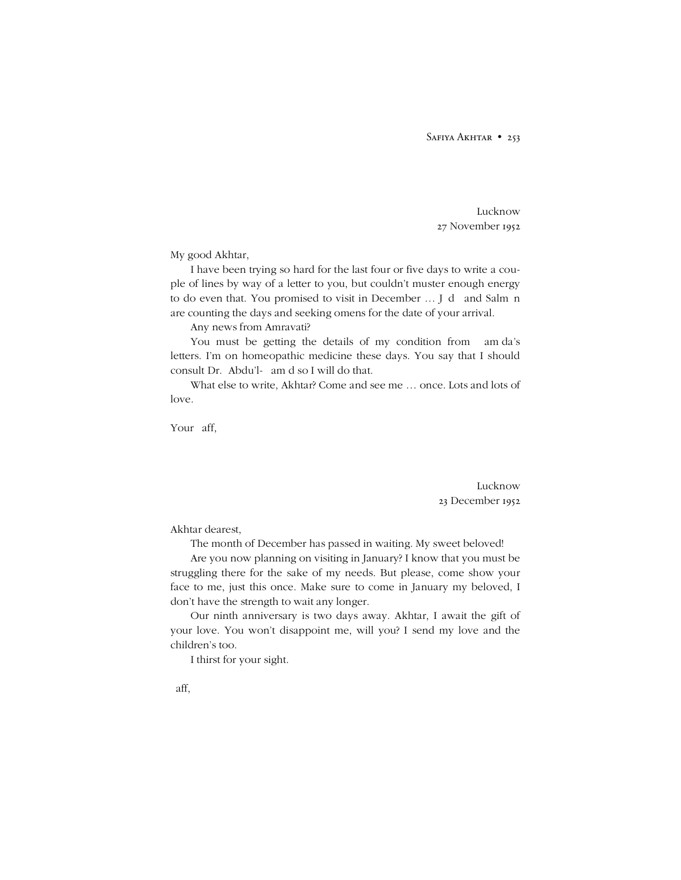Lucknow
27 November 1952

My good Akhtar,

I have been trying so hard for the last four or five days to write a couple of lines by way of a letter to you, but couldn't muster enough energy to do even that. You promised to visit in December … J d and Salm n are counting the days and seeking omens for the date of your arrival.

Any news from Amravati?

You must be getting the details of my condition from am da's letters. I'm on homeopathic medicine these days. You say that I should consult Dr. Abdu'l- am d so I will do that.

What else to write, Akhtar? Come and see me … once. Lots and lots of love.

Your aff,

Lucknow
23 December 1952

Akhtar dearest,

The month of December has passed in waiting. My sweet beloved!

Are you now planning on visiting in January? I know that you must be struggling there for the sake of my needs. But please, come show your face to me, just this once. Make sure to come in January my beloved, I don't have the strength to wait any longer.

Our ninth anniversary is two days away. Akhtar, I await the gift of your love. You won't disappoint me, will you? I send my love and the children's too.

I thirst for your sight.

aff,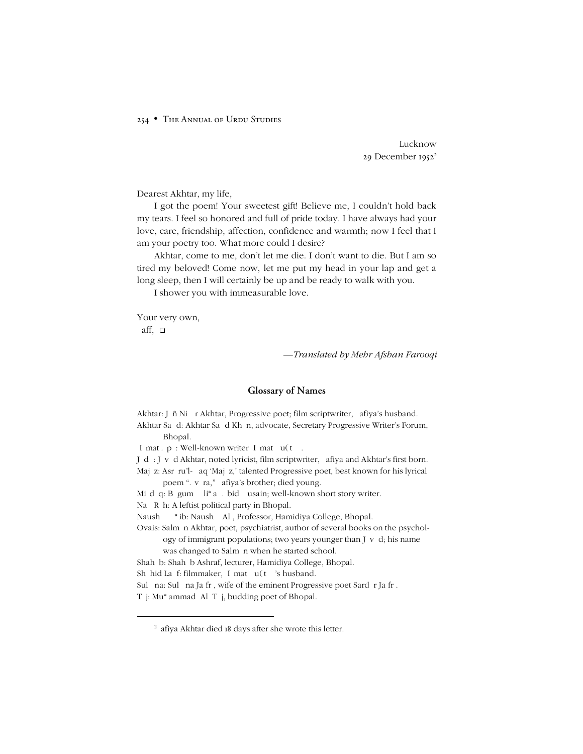Lucknow
29 December 1952[2]

Dearest Akhtar, my life,

I got the poem! Your sweetest gift! Believe me, I couldn't hold back my tears. I feel so honored and full of pride today. I have always had your love, care, friendship, affection, confidence and warmth; now I feel that I am your poetry too. What more could I desire?

Akhtar, come to me, don't let me die. I don't want to die. But I am so tired my beloved! Come now, let me put my head in your lap and get a long sleep, then I will certainly be up and be ready to walk with you.

I shower you with immeasurable love.

Your very own,
aff, ❑

*—Translated by Mehr Afshan Farooqi*

## Glossary of Names

Akhtar: J ñ Ni r Akhtar, Progressive poet; film scriptwriter, afiya's husband.
Akhtar Sa d: Akhtar Sa d Kh n, advocate, Secretary Progressive Writer's Forum, Bhopal.
I mat . p : Well-known writer I mat u( t .
J d : J v d Akhtar, noted lyricist, film scriptwriter, afiya and Akhtar's first born.
Maj z: Asr ru'l- aq 'Maj z,' talented Progressive poet, best known for his lyrical poem ". v ra," afiya's brother; died young.
Mi d q: B gum li* a . bid usain; well-known short story writer.
Na R h: A leftist political party in Bhopal.
Naush * ib: Naush Al , Professor, Hamidiya College, Bhopal.
Ovais: Salm n Akhtar, poet, psychiatrist, author of several books on the psychology of immigrant populations; two years younger than J v d; his name was changed to Salm n when he started school.
Shah b: Shah b Ashraf, lecturer, Hamidiya College, Bhopal.
Sh hid La f: filmmaker, I mat u( t 's husband.
Sul na: Sul na Ja fr , wife of the eminent Progressive poet Sard r Ja fr .
T j: Mu* ammad Al T j, budding poet of Bhopal.

[2] afiya Akhtar died 18 days after she wrote this letter.